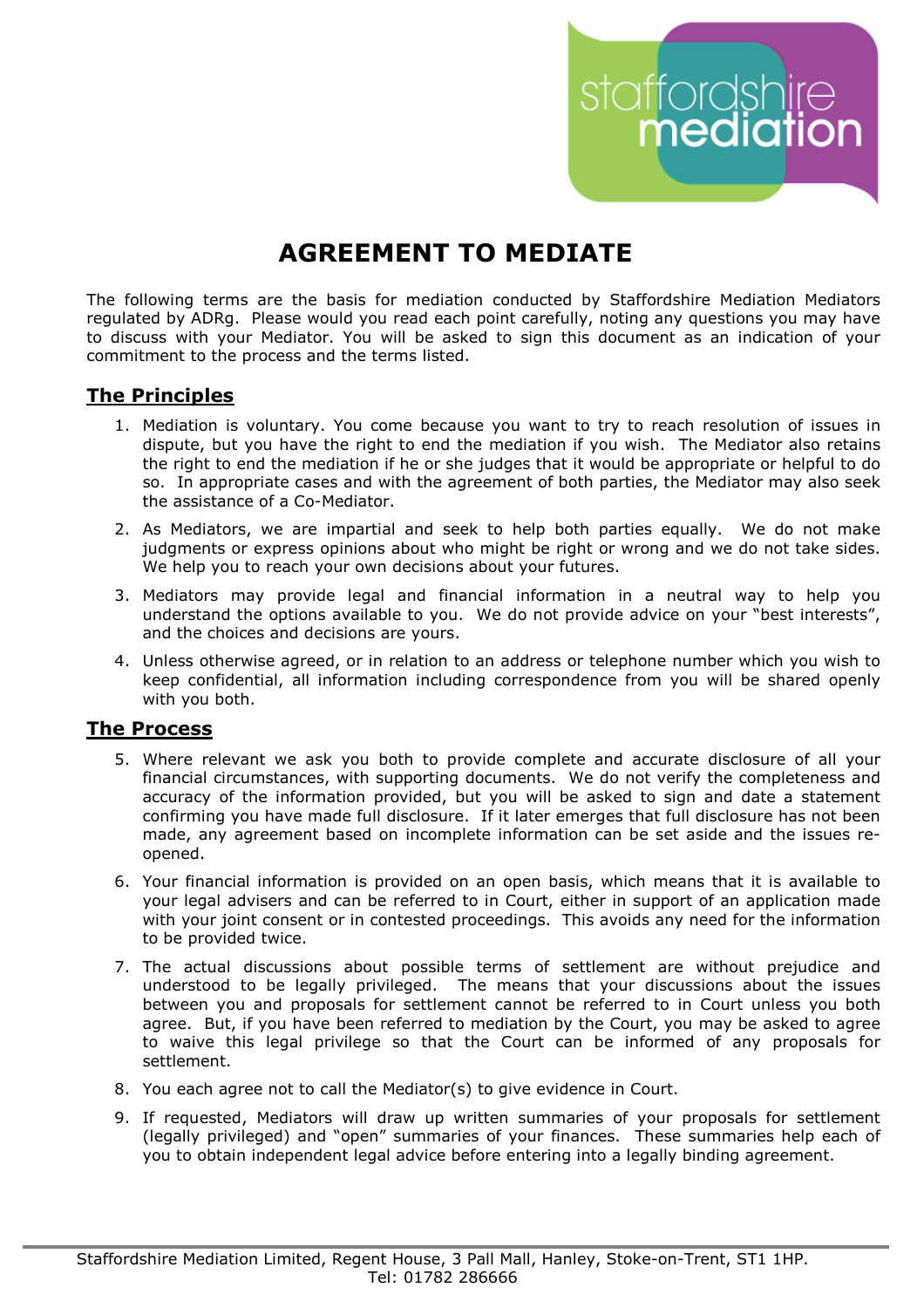# AGREEMENT TO MEDIATE

The following terms are the basis for mediation conducted by Staffordshire Mediation Mediators regulated by ADRg. Please would you read each point carefully, noting any questions you may have to discuss with your Mediator. You will be asked to sign this document as an indication of your commitment to the process and the terms listed.

## The Principles

1. Mediation is voluntary. You come because you want to try to reach resolution of issues in dispute, but you have the right to end the mediation if you wish. The Mediator also retains the right to end the mediation if he or she judges that it would be appropriate or helpful to do so. In appropriate cases and with the agreement of both parties, the Mediator may also seek the assistance of a Co-Mediator.
2. As Mediators, we are impartial and seek to help both parties equally. We do not make judgments or express opinions about who might be right or wrong and we do not take sides. We help you to reach your own decisions about your futures.
3. Mediators may provide legal and financial information in a neutral way to help you understand the options available to you. We do not provide advice on your "best interests", and the choices and decisions are yours.
4. Unless otherwise agreed, or in relation to an address or telephone number which you wish to keep confidential, all information including correspondence from you will be shared openly with you both.

## The Process

5. Where relevant we ask you both to provide complete and accurate disclosure of all your financial circumstances, with supporting documents. We do not verify the completeness and accuracy of the information provided, but you will be asked to sign and date a statement confirming you have made full disclosure. If it later emerges that full disclosure has not been made, any agreement based on incomplete information can be set aside and the issues re-opened.
6. Your financial information is provided on an open basis, which means that it is available to your legal advisers and can be referred to in Court, either in support of an application made with your joint consent or in contested proceedings. This avoids any need for the information to be provided twice.
7. The actual discussions about possible terms of settlement are without prejudice and understood to be legally privileged. The means that your discussions about the issues between you and proposals for settlement cannot be referred to in Court unless you both agree. But, if you have been referred to mediation by the Court, you may be asked to agree to waive this legal privilege so that the Court can be informed of any proposals for settlement.
8. You each agree not to call the Mediator(s) to give evidence in Court.
9. If requested, Mediators will draw up written summaries of your proposals for settlement (legally privileged) and "open" summaries of your finances. These summaries help each of you to obtain independent legal advice before entering into a legally binding agreement.

Staffordshire Mediation Limited, Regent House, 3 Pall Mall, Hanley, Stoke-on-Trent, ST1 1HP.
Tel: 01782 286666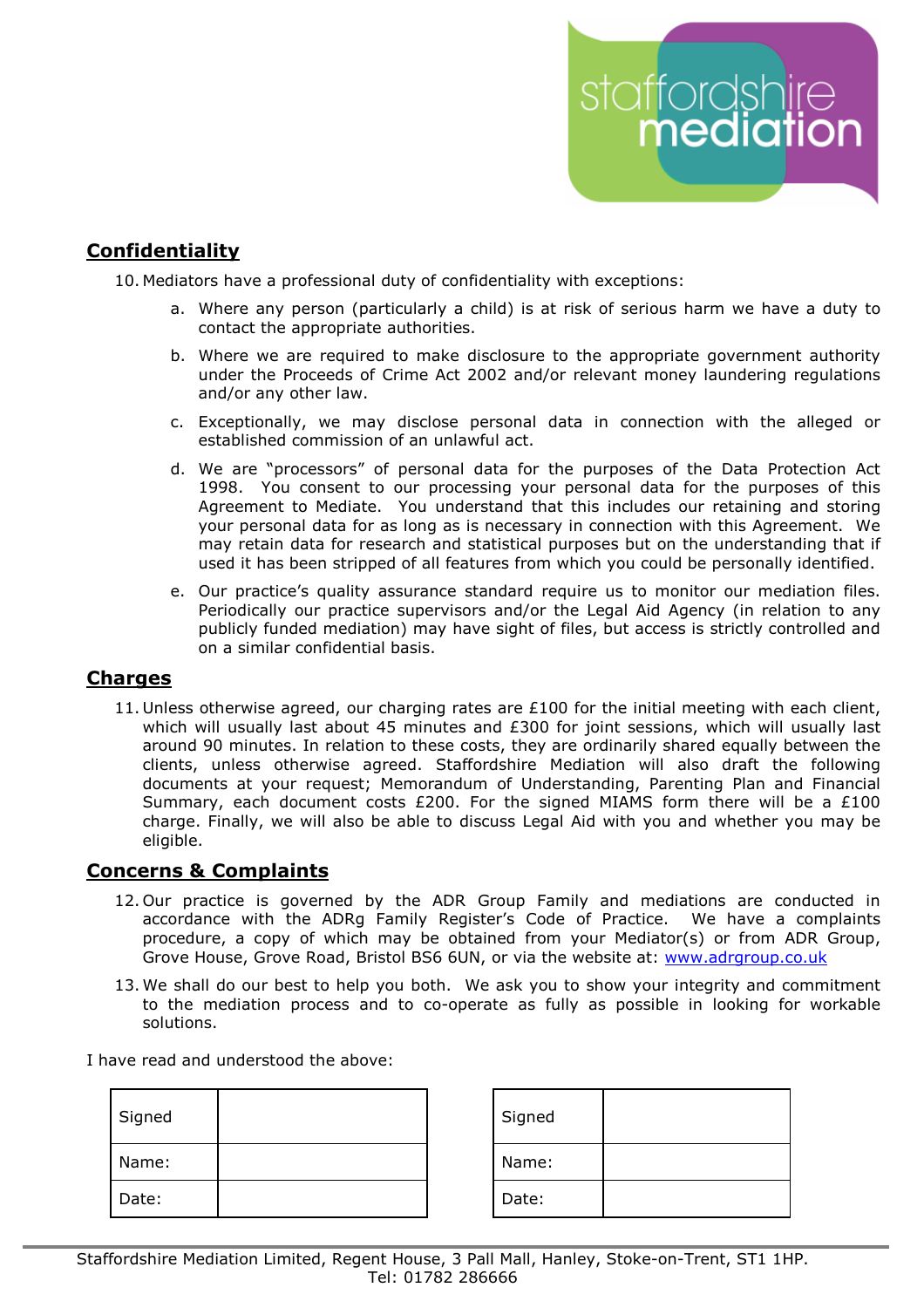## Confidentiality

10. Mediators have a professional duty of confidentiality with exceptions:

    a. Where any person (particularly a child) is at risk of serious harm we have a duty to contact the appropriate authorities.

    b. Where we are required to make disclosure to the appropriate government authority under the Proceeds of Crime Act 2002 and/or relevant money laundering regulations and/or any other law.

    c. Exceptionally, we may disclose personal data in connection with the alleged or established commission of an unlawful act.

    d. We are "processors" of personal data for the purposes of the Data Protection Act 1998. You consent to our processing your personal data for the purposes of this Agreement to Mediate. You understand that this includes our retaining and storing your personal data for as long as is necessary in connection with this Agreement. We may retain data for research and statistical purposes but on the understanding that if used it has been stripped of all features from which you could be personally identified.

    e. Our practice's quality assurance standard require us to monitor our mediation files. Periodically our practice supervisors and/or the Legal Aid Agency (in relation to any publicly funded mediation) may have sight of files, but access is strictly controlled and on a similar confidential basis.

## Charges

11. Unless otherwise agreed, our charging rates are £100 for the initial meeting with each client, which will usually last about 45 minutes and £300 for joint sessions, which will usually last around 90 minutes. In relation to these costs, they are ordinarily shared equally between the clients, unless otherwise agreed. Staffordshire Mediation will also draft the following documents at your request; Memorandum of Understanding, Parenting Plan and Financial Summary, each document costs £200. For the signed MIAMS form there will be a £100 charge. Finally, we will also be able to discuss Legal Aid with you and whether you may be eligible.

## Concerns & Complaints

12. Our practice is governed by the ADR Group Family and mediations are conducted in accordance with the ADRg Family Register's Code of Practice. We have a complaints procedure, a copy of which may be obtained from your Mediator(s) or from ADR Group, Grove House, Grove Road, Bristol BS6 6UN, or via the website at: www.adrgroup.co.uk

13. We shall do our best to help you both. We ask you to show your integrity and commitment to the mediation process and to co-operate as fully as possible in looking for workable solutions.

I have read and understood the above:

| | |
|---|---|
| Signed | |
| Name: | |
| Date: | |

| | |
|---|---|
| Signed | |
| Name: | |
| Date: | |

Staffordshire Mediation Limited, Regent House, 3 Pall Mall, Hanley, Stoke-on-Trent, ST1 1HP.
Tel: 01782 286666